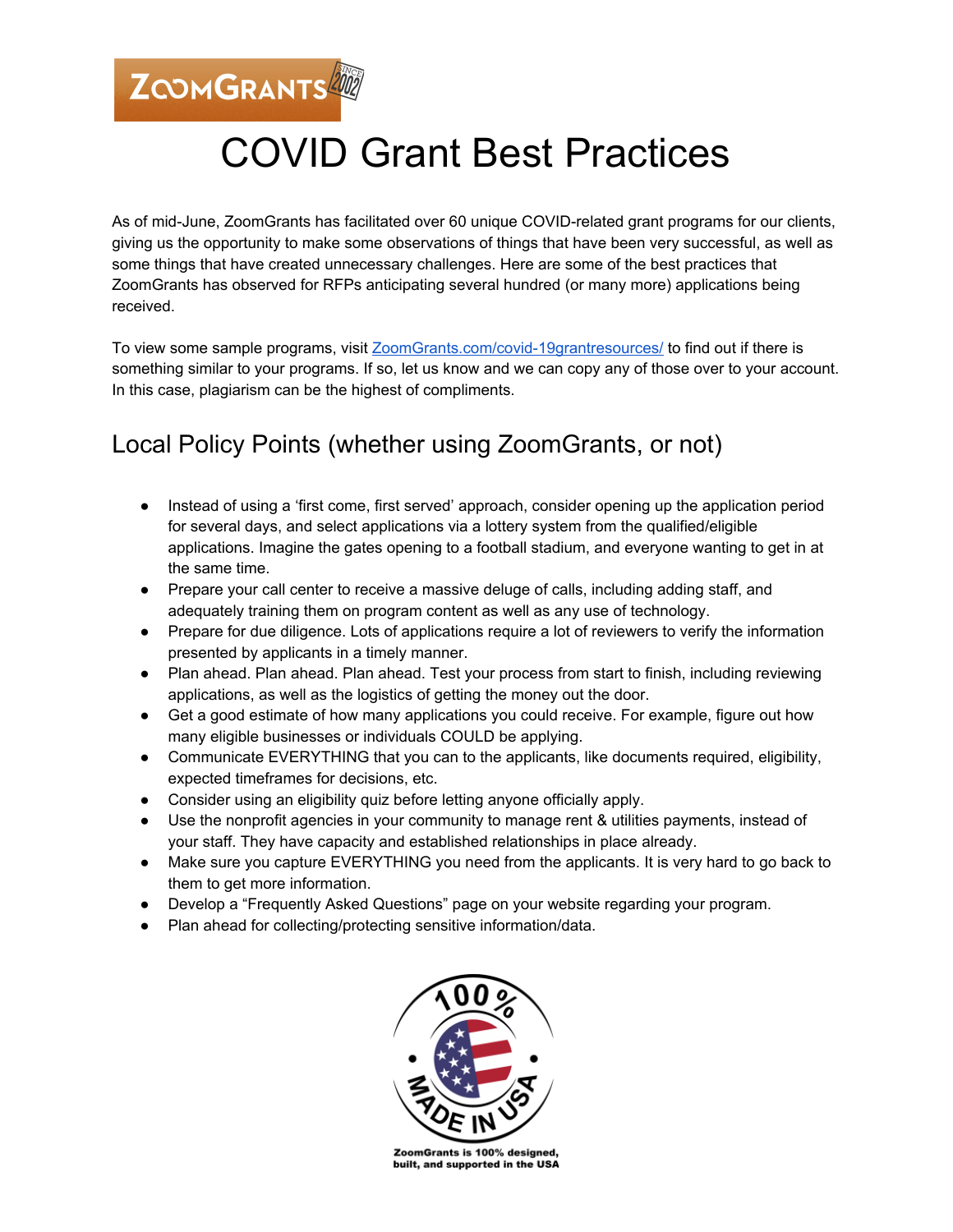# COVID Grant Best Practices

As of mid-June, ZoomGrants has facilitated over 60 unique COVID-related grant programs for our clients, giving us the opportunity to make some observations of things that have been very successful, as well as some things that have created unnecessary challenges. Here are some of the best practices that ZoomGrants has observed for RFPs anticipating several hundred (or many more) applications being received.

To view some sample programs, visit [ZoomGrants.com/covid-19grantresources/](ZoomGrants.com/covid-19grantresources/) to find out if there is something similar to your programs. If so, let us know and we can copy any of those over to your account. In this case, plagiarism can be the highest of compliments.

## Local Policy Points (whether using ZoomGrants, or not)

- Instead of using a 'first come, first served' approach, consider opening up the application period for several days, and select applications via a lottery system from the qualified/eligible applications. Imagine the gates opening to a football stadium, and everyone wanting to get in at the same time.
- Prepare your call center to receive a massive deluge of calls, including adding staff, and adequately training them on program content as well as any use of technology.
- Prepare for due diligence. Lots of applications require a lot of reviewers to verify the information presented by applicants in a timely manner.
- Plan ahead. Plan ahead. Plan ahead. Test your process from start to finish, including reviewing applications, as well as the logistics of getting the money out the door.
- Get a good estimate of how many applications you could receive. For example, figure out how many eligible businesses or individuals COULD be applying.
- Communicate EVERYTHING that you can to the applicants, like documents required, eligibility, expected timeframes for decisions, etc.
- Consider using an eligibility quiz before letting anyone officially apply.
- Use the nonprofit agencies in your community to manage rent & utilities payments, instead of your staff. They have capacity and established relationships in place already.
- Make sure you capture EVERYTHING you need from the applicants. It is very hard to go back to them to get more information.
- Develop a "Frequently Asked Questions" page on your website regarding your program.
- Plan ahead for collecting/protecting sensitive information/data.

ZoomGrants is 100% designed, built, and supported in the USA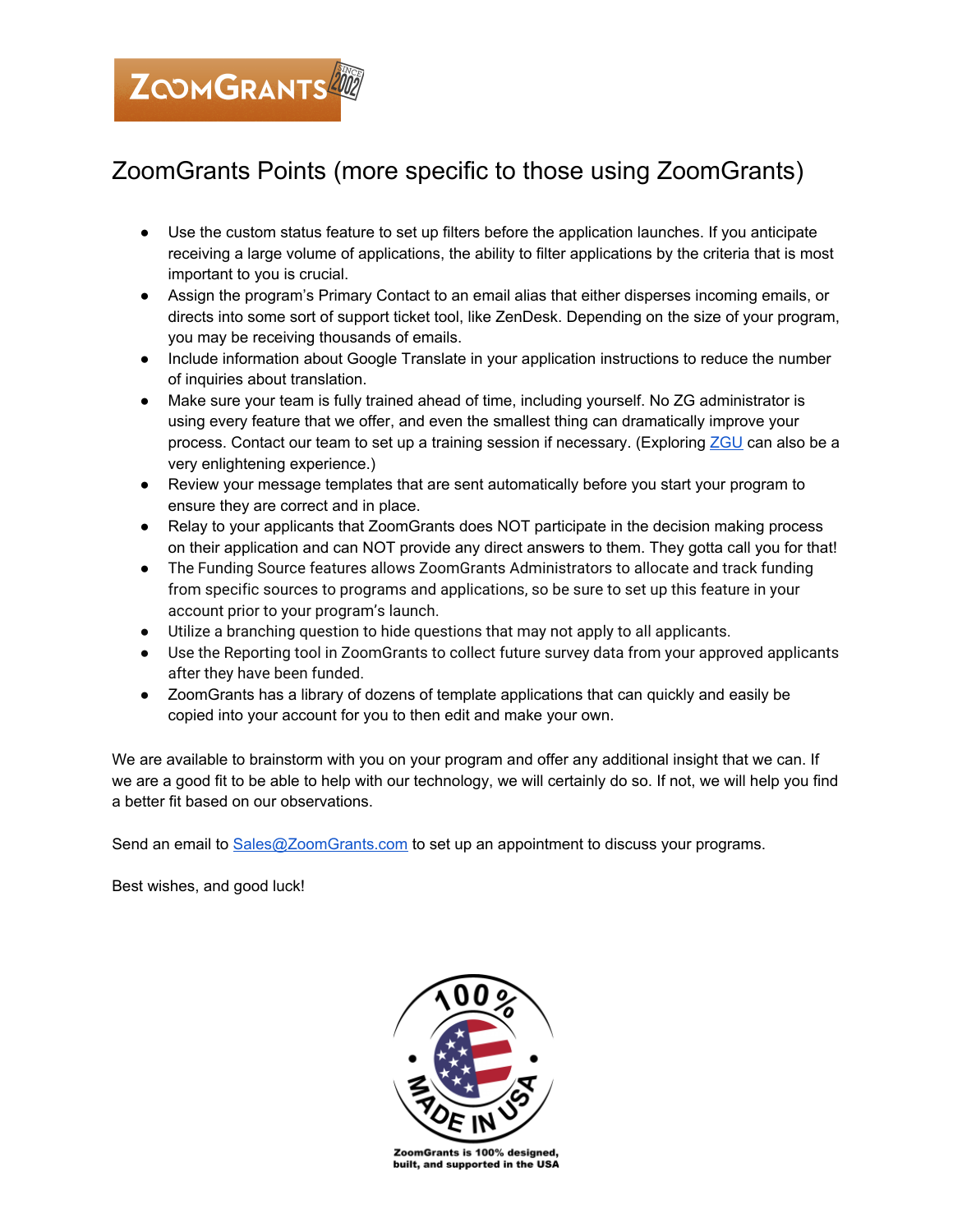# ZoomGrants Points (more specific to those using ZoomGrants)

- Use the custom status feature to set up filters before the application launches. If you anticipate receiving a large volume of applications, the ability to filter applications by the criteria that is most important to you is crucial.
- Assign the program's Primary Contact to an email alias that either disperses incoming emails, or directs into some sort of support ticket tool, like ZenDesk. Depending on the size of your program, you may be receiving thousands of emails.
- Include information about Google Translate in your application instructions to reduce the number of inquiries about translation.
- Make sure your team is fully trained ahead of time, including yourself. No ZG administrator is using every feature that we offer, and even the smallest thing can dramatically improve your process. Contact our team to set up a training session if necessary. (Exploring ZGU can also be a very enlightening experience.)
- Review your message templates that are sent automatically before you start your program to ensure they are correct and in place.
- Relay to your applicants that ZoomGrants does NOT participate in the decision making process on their application and can NOT provide any direct answers to them. They gotta call you for that!
- The Funding Source features allows ZoomGrants Administrators to allocate and track funding from specific sources to programs and applications, so be sure to set up this feature in your account prior to your program's launch.
- Utilize a branching question to hide questions that may not apply to all applicants.
- Use the Reporting tool in ZoomGrants to collect future survey data from your approved applicants after they have been funded.
- ZoomGrants has a library of dozens of template applications that can quickly and easily be copied into your account for you to then edit and make your own.

We are available to brainstorm with you on your program and offer any additional insight that we can. If we are a good fit to be able to help with our technology, we will certainly do so. If not, we will help you find a better fit based on our observations.

Send an email to Sales@ZoomGrants.com to set up an appointment to discuss your programs.

Best wishes, and good luck!

ZoomGrants is 100% designed, built, and supported in the USA